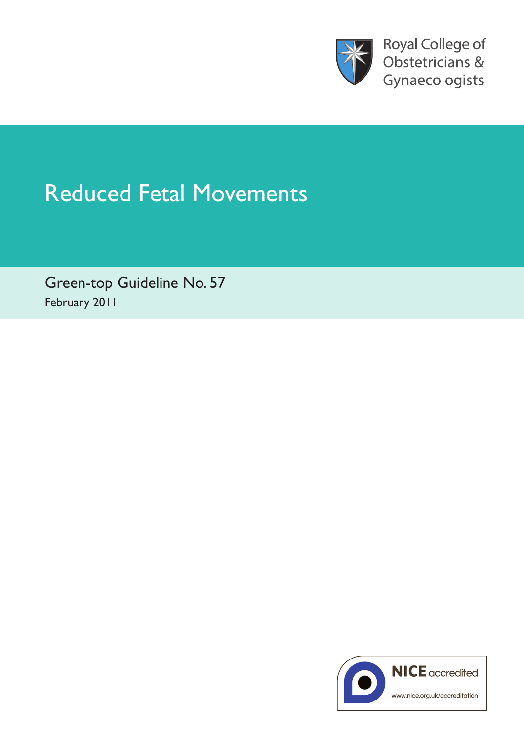Royal College of Obstetricians & Gynaecologists

# Reduced Fetal Movements

Green-top Guideline No. 57

February 2011

NICE accredited

www.nice.org.uk/accreditation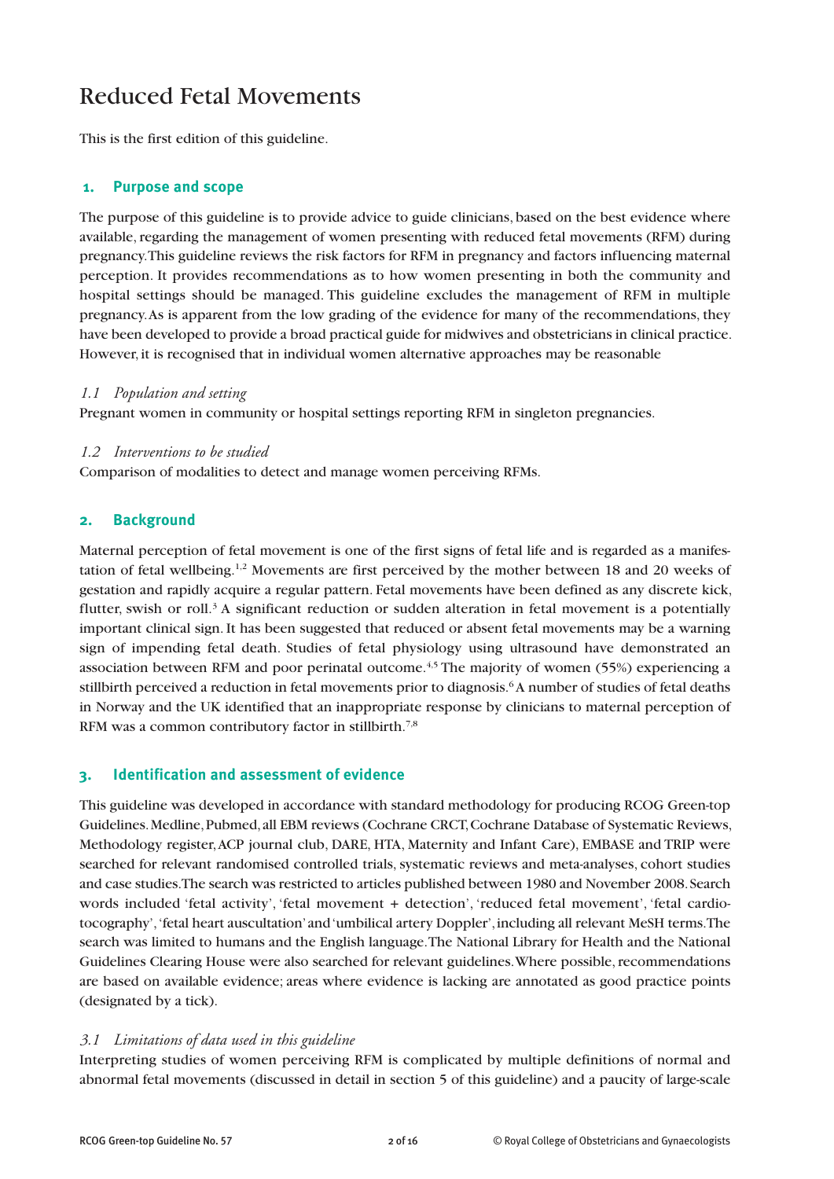# Reduced Fetal Movements

This is the first edition of this guideline.

## 1. Purpose and scope

The purpose of this guideline is to provide advice to guide clinicians, based on the best evidence where available, regarding the management of women presenting with reduced fetal movements (RFM) during pregnancy. This guideline reviews the risk factors for RFM in pregnancy and factors influencing maternal perception. It provides recommendations as to how women presenting in both the community and hospital settings should be managed. This guideline excludes the management of RFM in multiple pregnancy. As is apparent from the low grading of the evidence for many of the recommendations, they have been developed to provide a broad practical guide for midwives and obstetricians in clinical practice. However, it is recognised that in individual women alternative approaches may be reasonable

### *1.1 Population and setting*

Pregnant women in community or hospital settings reporting RFM in singleton pregnancies.

### *1.2 Interventions to be studied*

Comparison of modalities to detect and manage women perceiving RFMs.

## 2. Background

Maternal perception of fetal movement is one of the first signs of fetal life and is regarded as a manifestation of fetal wellbeing.[1,2] Movements are first perceived by the mother between 18 and 20 weeks of gestation and rapidly acquire a regular pattern. Fetal movements have been defined as any discrete kick, flutter, swish or roll.[3] A significant reduction or sudden alteration in fetal movement is a potentially important clinical sign. It has been suggested that reduced or absent fetal movements may be a warning sign of impending fetal death. Studies of fetal physiology using ultrasound have demonstrated an association between RFM and poor perinatal outcome.[4,5] The majority of women (55%) experiencing a stillbirth perceived a reduction in fetal movements prior to diagnosis.[6] A number of studies of fetal deaths in Norway and the UK identified that an inappropriate response by clinicians to maternal perception of RFM was a common contributory factor in stillbirth.[7,8]

## 3. Identification and assessment of evidence

This guideline was developed in accordance with standard methodology for producing RCOG Green-top Guidelines. Medline, Pubmed, all EBM reviews (Cochrane CRCT, Cochrane Database of Systematic Reviews, Methodology register, ACP journal club, DARE, HTA, Maternity and Infant Care), EMBASE and TRIP were searched for relevant randomised controlled trials, systematic reviews and meta-analyses, cohort studies and case studies. The search was restricted to articles published between 1980 and November 2008. Search words included 'fetal activity', 'fetal movement + detection', 'reduced fetal movement', 'fetal cardiotocography', 'fetal heart auscultation' and 'umbilical artery Doppler', including all relevant MeSH terms. The search was limited to humans and the English language. The National Library for Health and the National Guidelines Clearing House were also searched for relevant guidelines. Where possible, recommendations are based on available evidence; areas where evidence is lacking are annotated as good practice points (designated by a tick).

### *3.1 Limitations of data used in this guideline*

Interpreting studies of women perceiving RFM is complicated by multiple definitions of normal and abnormal fetal movements (discussed in detail in section 5 of this guideline) and a paucity of large-scale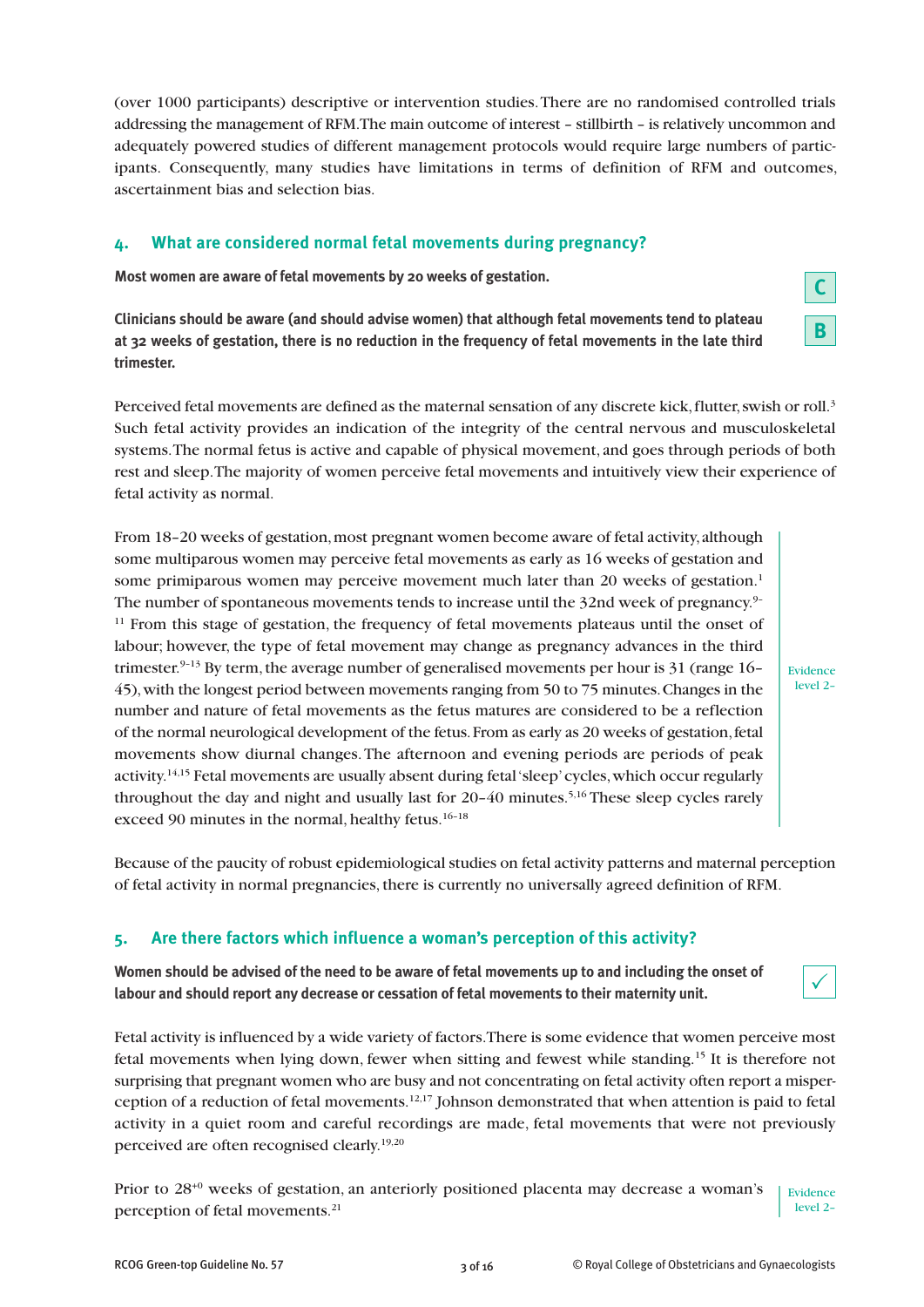(over 1000 participants) descriptive or intervention studies. There are no randomised controlled trials addressing the management of RFM. The main outcome of interest – stillbirth – is relatively uncommon and adequately powered studies of different management protocols would require large numbers of participants. Consequently, many studies have limitations in terms of definition of RFM and outcomes, ascertainment bias and selection bias.

## 4. What are considered normal fetal movements during pregnancy?

**Most women are aware of fetal movements by 20 weeks of gestation.** **C**

**Clinicians should be aware (and should advise women) that although fetal movements tend to plateau at 32 weeks of gestation, there is no reduction in the frequency of fetal movements in the late third trimester.** **B**

Perceived fetal movements are defined as the maternal sensation of any discrete kick, flutter, swish or roll.[3] Such fetal activity provides an indication of the integrity of the central nervous and musculoskeletal systems. The normal fetus is active and capable of physical movement, and goes through periods of both rest and sleep. The majority of women perceive fetal movements and intuitively view their experience of fetal activity as normal.

From 18–20 weeks of gestation, most pregnant women become aware of fetal activity, although some multiparous women may perceive fetal movements as early as 16 weeks of gestation and some primiparous women may perceive movement much later than 20 weeks of gestation.[1] The number of spontaneous movements tends to increase until the 32nd week of pregnancy.[9–11] From this stage of gestation, the frequency of fetal movements plateaus until the onset of labour; however, the type of fetal movement may change as pregnancy advances in the third trimester.[9–13] By term, the average number of generalised movements per hour is 31 (range 16–45), with the longest period between movements ranging from 50 to 75 minutes. Changes in the number and nature of fetal movements as the fetus matures are considered to be a reflection of the normal neurological development of the fetus. From as early as 20 weeks of gestation, fetal movements show diurnal changes. The afternoon and evening periods are periods of peak activity.[14,15] Fetal movements are usually absent during fetal 'sleep' cycles, which occur regularly throughout the day and night and usually last for 20–40 minutes.[5,16] These sleep cycles rarely exceed 90 minutes in the normal, healthy fetus.[16–18]

Evidence level 2–

Because of the paucity of robust epidemiological studies on fetal activity patterns and maternal perception of fetal activity in normal pregnancies, there is currently no universally agreed definition of RFM.

## 5. Are there factors which influence a woman's perception of this activity?

**Women should be advised of the need to be aware of fetal movements up to and including the onset of labour and should report any decrease or cessation of fetal movements to their maternity unit.** ✓

Fetal activity is influenced by a wide variety of factors. There is some evidence that women perceive most fetal movements when lying down, fewer when sitting and fewest while standing.[15] It is therefore not surprising that pregnant women who are busy and not concentrating on fetal activity often report a misperception of a reduction of fetal movements.[12,17] Johnson demonstrated that when attention is paid to fetal activity in a quiet room and careful recordings are made, fetal movements that were not previously perceived are often recognised clearly.[19,20]

Prior to $28^{+0}$ weeks of gestation, an anteriorly positioned placenta may decrease a woman's perception of fetal movements.[21]

Evidence level 2–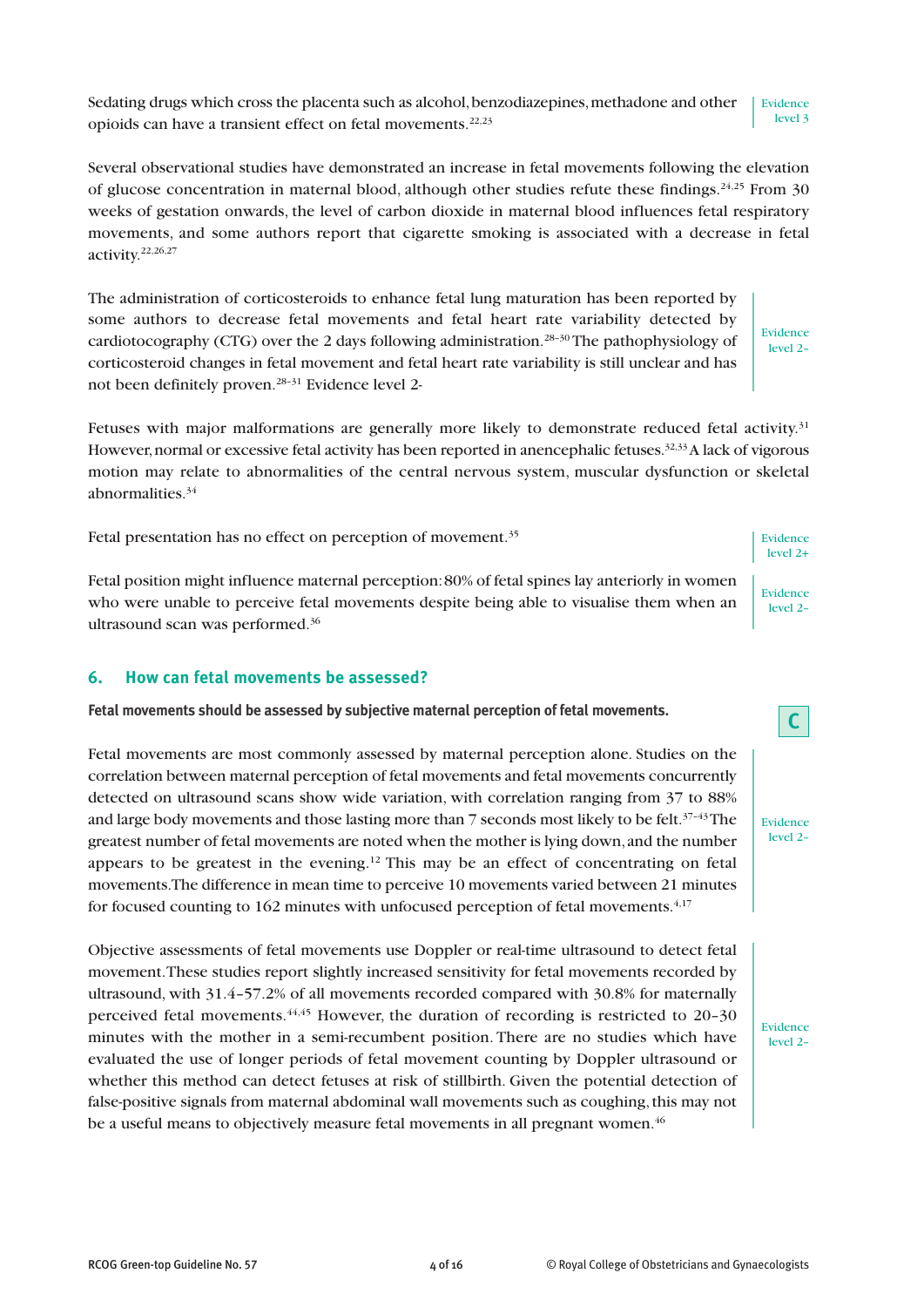Sedating drugs which cross the placenta such as alcohol, benzodiazepines, methadone and other opioids can have a transient effect on fetal movements.[22,23]

Evidence level 3

Several observational studies have demonstrated an increase in fetal movements following the elevation of glucose concentration in maternal blood, although other studies refute these findings.[24,25] From 30 weeks of gestation onwards, the level of carbon dioxide in maternal blood influences fetal respiratory movements, and some authors report that cigarette smoking is associated with a decrease in fetal activity.[22,26,27]

The administration of corticosteroids to enhance fetal lung maturation has been reported by some authors to decrease fetal movements and fetal heart rate variability detected by cardiotocography (CTG) over the 2 days following administration.[28–30] The pathophysiology of corticosteroid changes in fetal movement and fetal heart rate variability is still unclear and has not been definitely proven.[28–31] Evidence level 2-

Evidence level 2–

Fetuses with major malformations are generally more likely to demonstrate reduced fetal activity.[31] However, normal or excessive fetal activity has been reported in anencephalic fetuses.[32,33] A lack of vigorous motion may relate to abnormalities of the central nervous system, muscular dysfunction or skeletal abnormalities.[34]

Fetal presentation has no effect on perception of movement.[35]

Evidence level 2+

Fetal position might influence maternal perception: 80% of fetal spines lay anteriorly in women who were unable to perceive fetal movements despite being able to visualise them when an ultrasound scan was performed.[36]

Evidence level 2–

## 6. How can fetal movements be assessed?

**Fetal movements should be assessed by subjective maternal perception of fetal movements.**

**C**

Fetal movements are most commonly assessed by maternal perception alone. Studies on the correlation between maternal perception of fetal movements and fetal movements concurrently detected on ultrasound scans show wide variation, with correlation ranging from 37 to 88% and large body movements and those lasting more than 7 seconds most likely to be felt.[37–43] The greatest number of fetal movements are noted when the mother is lying down, and the number appears to be greatest in the evening.[12] This may be an effect of concentrating on fetal movements. The difference in mean time to perceive 10 movements varied between 21 minutes for focused counting to 162 minutes with unfocused perception of fetal movements.[4,17]

Evidence level 2–

Objective assessments of fetal movements use Doppler or real-time ultrasound to detect fetal movement. These studies report slightly increased sensitivity for fetal movements recorded by ultrasound, with 31.4–57.2% of all movements recorded compared with 30.8% for maternally perceived fetal movements.[44,45] However, the duration of recording is restricted to 20–30 minutes with the mother in a semi-recumbent position. There are no studies which have evaluated the use of longer periods of fetal movement counting by Doppler ultrasound or whether this method can detect fetuses at risk of stillbirth. Given the potential detection of false-positive signals from maternal abdominal wall movements such as coughing, this may not be a useful means to objectively measure fetal movements in all pregnant women.[46]

Evidence level 2–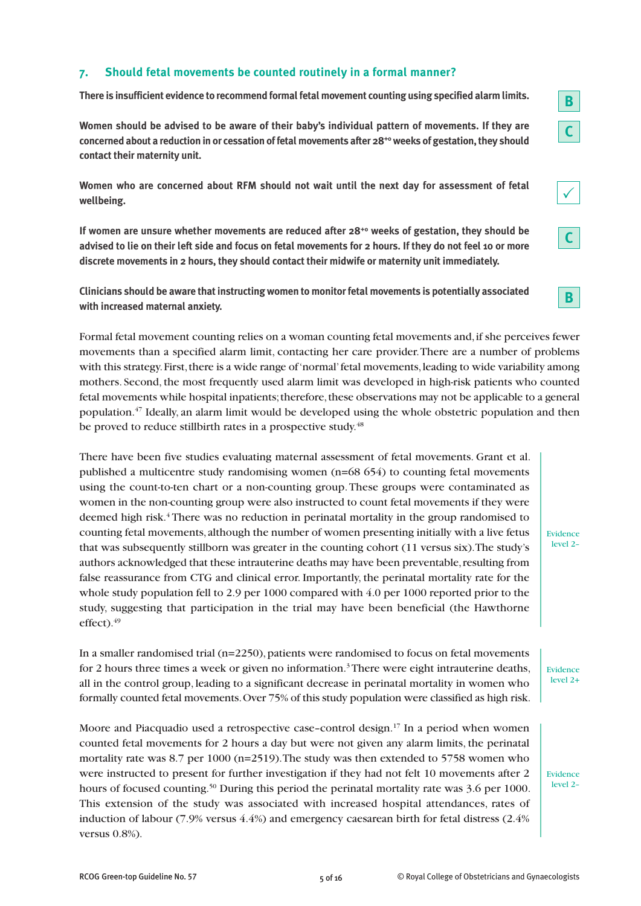## 7. Should fetal movements be counted routinely in a formal manner?

**There is insufficient evidence to recommend formal fetal movement counting using specified alarm limits.**

**B**

**Women should be advised to be aware of their baby's individual pattern of movements. If they are concerned about a reduction in or cessation of fetal movements after $28^{+0}$ weeks of gestation, they should contact their maternity unit.**

**C**

**Women who are concerned about RFM should not wait until the next day for assessment of fetal wellbeing.**

**✓**

**If women are unsure whether movements are reduced after $28^{+0}$ weeks of gestation, they should be advised to lie on their left side and focus on fetal movements for 2 hours. If they do not feel 10 or more discrete movements in 2 hours, they should contact their midwife or maternity unit immediately.**

**C**

**Clinicians should be aware that instructing women to monitor fetal movements is potentially associated with increased maternal anxiety.**

**B**

Formal fetal movement counting relies on a woman counting fetal movements and, if she perceives fewer movements than a specified alarm limit, contacting her care provider. There are a number of problems with this strategy. First, there is a wide range of 'normal' fetal movements, leading to wide variability among mothers. Second, the most frequently used alarm limit was developed in high-risk patients who counted fetal movements while hospital inpatients; therefore, these observations may not be applicable to a general population.[47] Ideally, an alarm limit would be developed using the whole obstetric population and then be proved to reduce stillbirth rates in a prospective study.[48]

There have been five studies evaluating maternal assessment of fetal movements. Grant et al. published a multicentre study randomising women (n=68 654) to counting fetal movements using the count-to-ten chart or a non-counting group. These groups were contaminated as women in the non-counting group were also instructed to count fetal movements if they were deemed high risk.[4] There was no reduction in perinatal mortality in the group randomised to counting fetal movements, although the number of women presenting initially with a live fetus that was subsequently stillborn was greater in the counting cohort (11 versus six). The study's authors acknowledged that these intrauterine deaths may have been preventable, resulting from false reassurance from CTG and clinical error. Importantly, the perinatal mortality rate for the whole study population fell to 2.9 per 1000 compared with 4.0 per 1000 reported prior to the study, suggesting that participation in the trial may have been beneficial (the Hawthorne effect).[49]

Evidence level 2–

In a smaller randomised trial (n=2250), patients were randomised to focus on fetal movements for 2 hours three times a week or given no information.[3] There were eight intrauterine deaths, all in the control group, leading to a significant decrease in perinatal mortality in women who formally counted fetal movements. Over 75% of this study population were classified as high risk.

Evidence level 2+

Moore and Piacquadio used a retrospective case–control design.[17] In a period when women counted fetal movements for 2 hours a day but were not given any alarm limits, the perinatal mortality rate was 8.7 per 1000 (n=2519). The study was then extended to 5758 women who were instructed to present for further investigation if they had not felt 10 movements after 2 hours of focused counting.[50] During this period the perinatal mortality rate was 3.6 per 1000. This extension of the study was associated with increased hospital attendances, rates of induction of labour (7.9% versus 4.4%) and emergency caesarean birth for fetal distress (2.4% versus 0.8%).

Evidence level 2–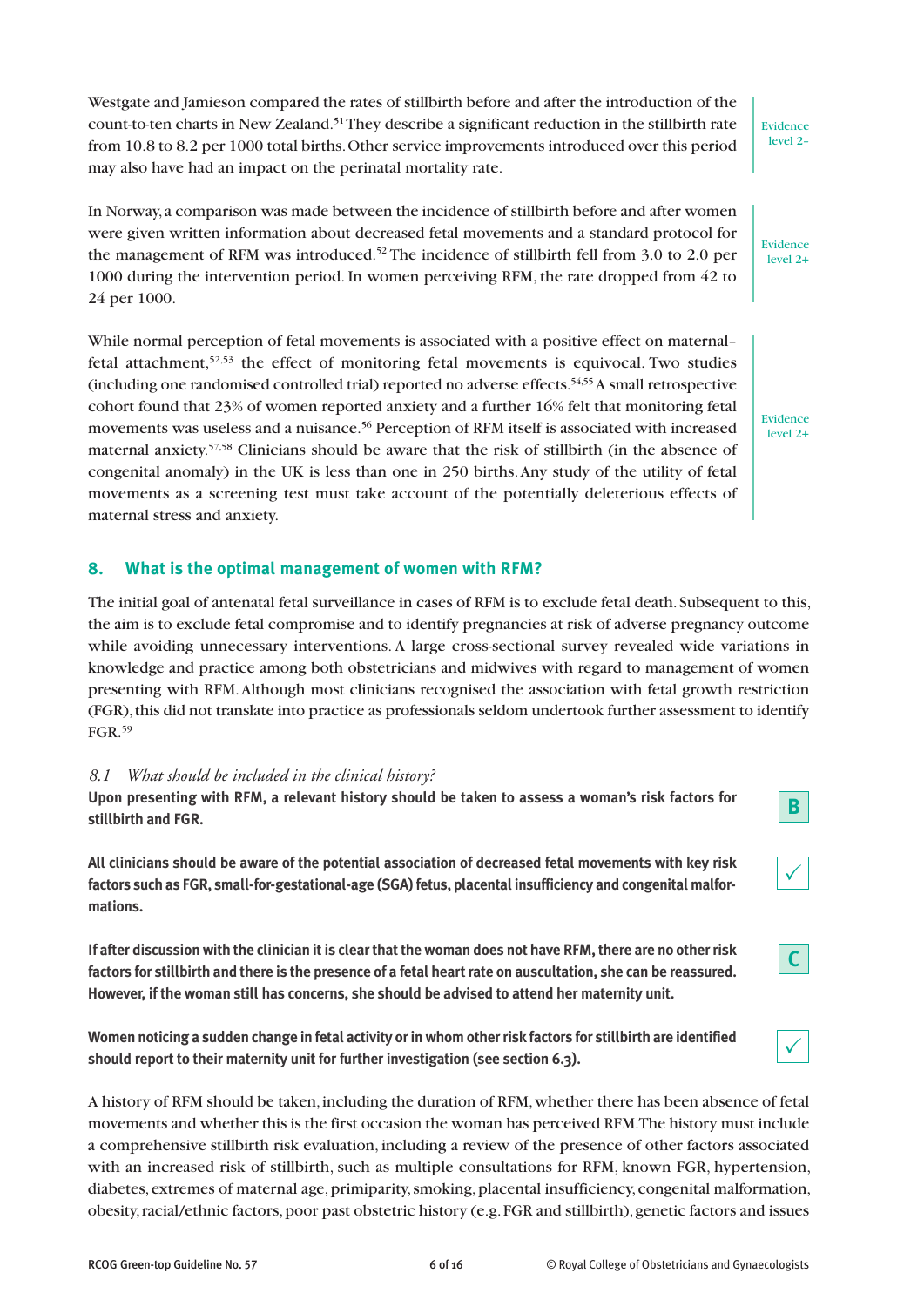Westgate and Jamieson compared the rates of stillbirth before and after the introduction of the count-to-ten charts in New Zealand.[51] They describe a significant reduction in the stillbirth rate from 10.8 to 8.2 per 1000 total births. Other service improvements introduced over this period may also have had an impact on the perinatal mortality rate.

Evidence level 2–

In Norway, a comparison was made between the incidence of stillbirth before and after women were given written information about decreased fetal movements and a standard protocol for the management of RFM was introduced.[52] The incidence of stillbirth fell from 3.0 to 2.0 per 1000 during the intervention period. In women perceiving RFM, the rate dropped from 42 to 24 per 1000.

Evidence level 2+

While normal perception of fetal movements is associated with a positive effect on maternal–fetal attachment,[52,53] the effect of monitoring fetal movements is equivocal. Two studies (including one randomised controlled trial) reported no adverse effects.[54,55] A small retrospective cohort found that 23% of women reported anxiety and a further 16% felt that monitoring fetal movements was useless and a nuisance.[56] Perception of RFM itself is associated with increased maternal anxiety.[57,58] Clinicians should be aware that the risk of stillbirth (in the absence of congenital anomaly) in the UK is less than one in 250 births. Any study of the utility of fetal movements as a screening test must take account of the potentially deleterious effects of maternal stress and anxiety.

Evidence level 2+

## 8. What is the optimal management of women with RFM?

The initial goal of antenatal fetal surveillance in cases of RFM is to exclude fetal death. Subsequent to this, the aim is to exclude fetal compromise and to identify pregnancies at risk of adverse pregnancy outcome while avoiding unnecessary interventions. A large cross-sectional survey revealed wide variations in knowledge and practice among both obstetricians and midwives with regard to management of women presenting with RFM. Although most clinicians recognised the association with fetal growth restriction (FGR), this did not translate into practice as professionals seldom undertook further assessment to identify FGR.[59]

### *8.1 What should be included in the clinical history?*

**Upon presenting with RFM, a relevant history should be taken to assess a woman's risk factors for stillbirth and FGR.**

B

**All clinicians should be aware of the potential association of decreased fetal movements with key risk factors such as FGR, small-for-gestational-age (SGA) fetus, placental insufficiency and congenital malformations.**

✓

**If after discussion with the clinician it is clear that the woman does not have RFM, there are no other risk factors for stillbirth and there is the presence of a fetal heart rate on auscultation, she can be reassured. However, if the woman still has concerns, she should be advised to attend her maternity unit.**

C

**Women noticing a sudden change in fetal activity or in whom other risk factors for stillbirth are identified should report to their maternity unit for further investigation (see section 6.3).**

✓

A history of RFM should be taken, including the duration of RFM, whether there has been absence of fetal movements and whether this is the first occasion the woman has perceived RFM. The history must include a comprehensive stillbirth risk evaluation, including a review of the presence of other factors associated with an increased risk of stillbirth, such as multiple consultations for RFM, known FGR, hypertension, diabetes, extremes of maternal age, primiparity, smoking, placental insufficiency, congenital malformation, obesity, racial/ethnic factors, poor past obstetric history (e.g. FGR and stillbirth), genetic factors and issues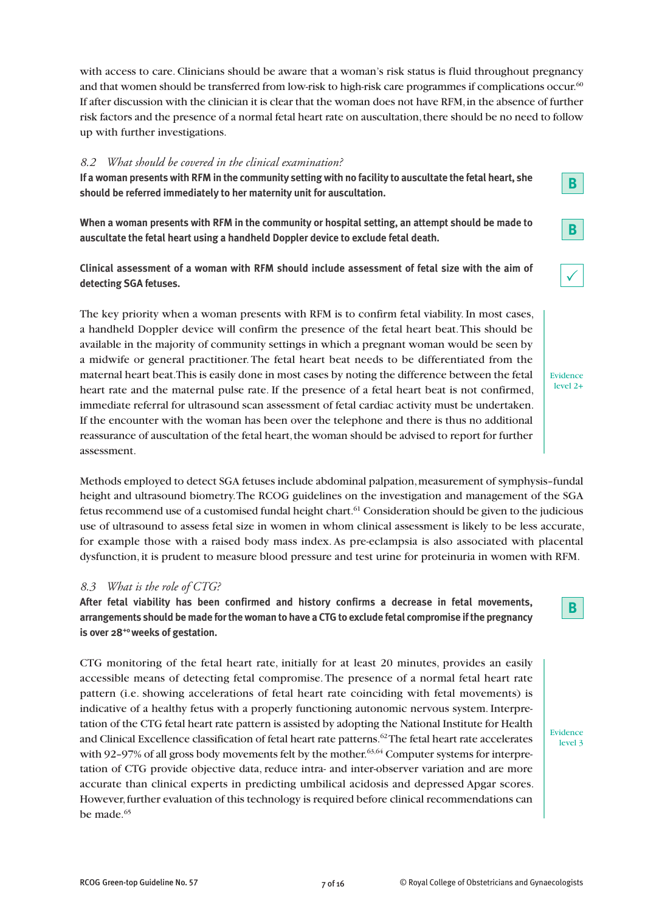with access to care. Clinicians should be aware that a woman's risk status is fluid throughout pregnancy and that women should be transferred from low-risk to high-risk care programmes if complications occur.[60] If after discussion with the clinician it is clear that the woman does not have RFM, in the absence of further risk factors and the presence of a normal fetal heart rate on auscultation, there should be no need to follow up with further investigations.

### *8.2 What should be covered in the clinical examination?*

**If a woman presents with RFM in the community setting with no facility to auscultate the fetal heart, she should be referred immediately to her maternity unit for auscultation.** **B**

**When a woman presents with RFM in the community or hospital setting, an attempt should be made to auscultate the fetal heart using a handheld Doppler device to exclude fetal death.** **B**

**Clinical assessment of a woman with RFM should include assessment of fetal size with the aim of detecting SGA fetuses.** ✓

The key priority when a woman presents with RFM is to confirm fetal viability. In most cases, a handheld Doppler device will confirm the presence of the fetal heart beat. This should be available in the majority of community settings in which a pregnant woman would be seen by a midwife or general practitioner. The fetal heart beat needs to be differentiated from the maternal heart beat. This is easily done in most cases by noting the difference between the fetal heart rate and the maternal pulse rate. If the presence of a fetal heart beat is not confirmed, immediate referral for ultrasound scan assessment of fetal cardiac activity must be undertaken. If the encounter with the woman has been over the telephone and there is thus no additional reassurance of auscultation of the fetal heart, the woman should be advised to report for further assessment.

Evidence level 2+

Methods employed to detect SGA fetuses include abdominal palpation, measurement of symphysis–fundal height and ultrasound biometry. The RCOG guidelines on the investigation and management of the SGA fetus recommend use of a customised fundal height chart.[61] Consideration should be given to the judicious use of ultrasound to assess fetal size in women in whom clinical assessment is likely to be less accurate, for example those with a raised body mass index. As pre-eclampsia is also associated with placental dysfunction, it is prudent to measure blood pressure and test urine for proteinuria in women with RFM.

### *8.3 What is the role of CTG?*

**After fetal viability has been confirmed and history confirms a decrease in fetal movements, arrangements should be made for the woman to have a CTG to exclude fetal compromise if the pregnancy is over $28^{+0}$ weeks of gestation.** **B**

CTG monitoring of the fetal heart rate, initially for at least 20 minutes, provides an easily accessible means of detecting fetal compromise. The presence of a normal fetal heart rate pattern (i.e. showing accelerations of fetal heart rate coinciding with fetal movements) is indicative of a healthy fetus with a properly functioning autonomic nervous system. Interpretation of the CTG fetal heart rate pattern is assisted by adopting the National Institute for Health and Clinical Excellence classification of fetal heart rate patterns.[62] The fetal heart rate accelerates with 92–97% of all gross body movements felt by the mother.[63,64] Computer systems for interpretation of CTG provide objective data, reduce intra- and inter-observer variation and are more accurate than clinical experts in predicting umbilical acidosis and depressed Apgar scores. However, further evaluation of this technology is required before clinical recommendations can be made.[65]

Evidence level 3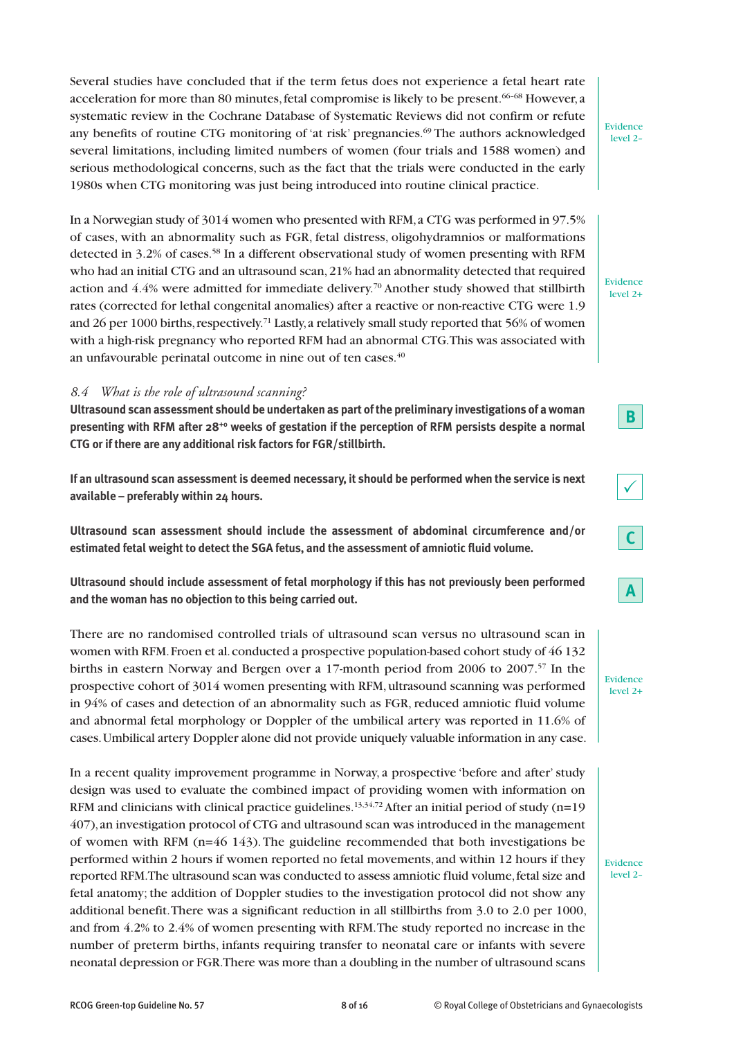Several studies have concluded that if the term fetus does not experience a fetal heart rate acceleration for more than 80 minutes, fetal compromise is likely to be present.[66–68] However, a systematic review in the Cochrane Database of Systematic Reviews did not confirm or refute any benefits of routine CTG monitoring of 'at risk' pregnancies.[69] The authors acknowledged several limitations, including limited numbers of women (four trials and 1588 women) and serious methodological concerns, such as the fact that the trials were conducted in the early 1980s when CTG monitoring was just being introduced into routine clinical practice.

Evidence level 2–

In a Norwegian study of 3014 women who presented with RFM, a CTG was performed in 97.5% of cases, with an abnormality such as FGR, fetal distress, oligohydramnios or malformations detected in 3.2% of cases.[58] In a different observational study of women presenting with RFM who had an initial CTG and an ultrasound scan, 21% had an abnormality detected that required action and 4.4% were admitted for immediate delivery.[70] Another study showed that stillbirth rates (corrected for lethal congenital anomalies) after a reactive or non-reactive CTG were 1.9 and 26 per 1000 births, respectively.[71] Lastly, a relatively small study reported that 56% of women with a high-risk pregnancy who reported RFM had an abnormal CTG. This was associated with an unfavourable perinatal outcome in nine out of ten cases.[40]

Evidence level 2+

### *8.4 What is the role of ultrasound scanning?*

**Ultrasound scan assessment should be undertaken as part of the preliminary investigations of a woman presenting with RFM after 28$^{+0}$ weeks of gestation if the perception of RFM persists despite a normal CTG or if there are any additional risk factors for FGR/stillbirth.**

**B**

**If an ultrasound scan assessment is deemed necessary, it should be performed when the service is next available – preferably within 24 hours.**

✓

**Ultrasound scan assessment should include the assessment of abdominal circumference and/or estimated fetal weight to detect the SGA fetus, and the assessment of amniotic fluid volume.**

**C**

**Ultrasound should include assessment of fetal morphology if this has not previously been performed and the woman has no objection to this being carried out.**

**A**

There are no randomised controlled trials of ultrasound scan versus no ultrasound scan in women with RFM. Froen et al. conducted a prospective population-based cohort study of 46 132 births in eastern Norway and Bergen over a 17-month period from 2006 to 2007.[57] In the prospective cohort of 3014 women presenting with RFM, ultrasound scanning was performed in 94% of cases and detection of an abnormality such as FGR, reduced amniotic fluid volume and abnormal fetal morphology or Doppler of the umbilical artery was reported in 11.6% of cases. Umbilical artery Doppler alone did not provide uniquely valuable information in any case.

Evidence level 2+

In a recent quality improvement programme in Norway, a prospective 'before and after' study design was used to evaluate the combined impact of providing women with information on RFM and clinicians with clinical practice guidelines.[13,34,72] After an initial period of study (n=19 407), an investigation protocol of CTG and ultrasound scan was introduced in the management of women with RFM (n=46 143). The guideline recommended that both investigations be performed within 2 hours if women reported no fetal movements, and within 12 hours if they reported RFM. The ultrasound scan was conducted to assess amniotic fluid volume, fetal size and fetal anatomy; the addition of Doppler studies to the investigation protocol did not show any additional benefit. There was a significant reduction in all stillbirths from 3.0 to 2.0 per 1000, and from 4.2% to 2.4% of women presenting with RFM. The study reported no increase in the number of preterm births, infants requiring transfer to neonatal care or infants with severe neonatal depression or FGR. There was more than a doubling in the number of ultrasound scans

Evidence level 2–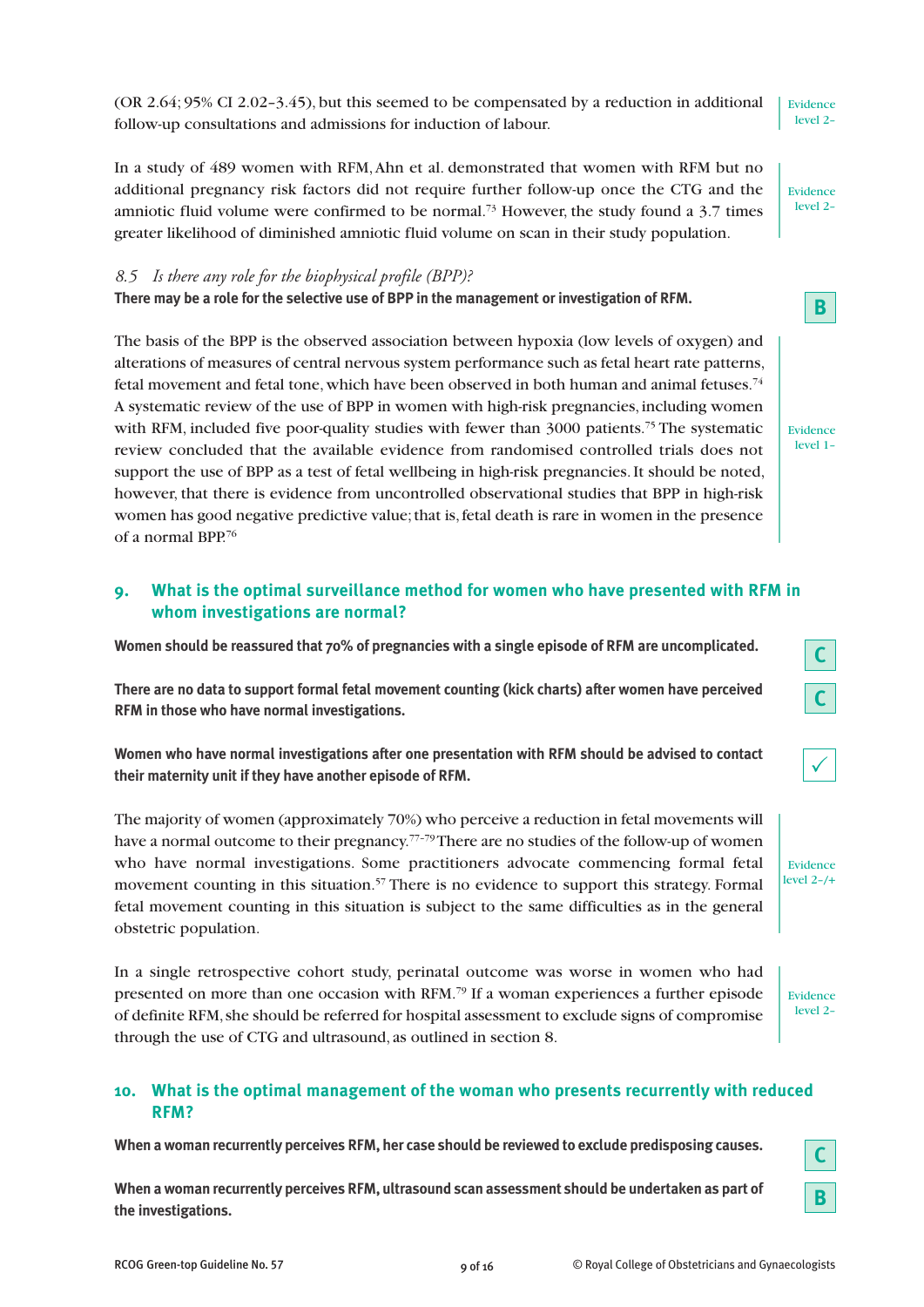(OR 2.64; 95% CI 2.02–3.45), but this seemed to be compensated by a reduction in additional follow-up consultations and admissions for induction of labour.

Evidence level 2–

In a study of 489 women with RFM, Ahn et al. demonstrated that women with RFM but no additional pregnancy risk factors did not require further follow-up once the CTG and the amniotic fluid volume were confirmed to be normal.[73] However, the study found a 3.7 times greater likelihood of diminished amniotic fluid volume on scan in their study population.

Evidence level 2–

### *8.5 Is there any role for the biophysical profile (BPP)?*

**There may be a role for the selective use of BPP in the management or investigation of RFM.**

**B**

The basis of the BPP is the observed association between hypoxia (low levels of oxygen) and alterations of measures of central nervous system performance such as fetal heart rate patterns, fetal movement and fetal tone, which have been observed in both human and animal fetuses.[74] A systematic review of the use of BPP in women with high-risk pregnancies, including women with RFM, included five poor-quality studies with fewer than 3000 patients.[75] The systematic review concluded that the available evidence from randomised controlled trials does not support the use of BPP as a test of fetal wellbeing in high-risk pregnancies. It should be noted, however, that there is evidence from uncontrolled observational studies that BPP in high-risk women has good negative predictive value; that is, fetal death is rare in women in the presence of a normal BPP.[76]

Evidence level 1–

## 9. What is the optimal surveillance method for women who have presented with RFM in whom investigations are normal?

**Women should be reassured that 70% of pregnancies with a single episode of RFM are uncomplicated.**

**C**

**There are no data to support formal fetal movement counting (kick charts) after women have perceived RFM in those who have normal investigations.**

**C**

**Women who have normal investigations after one presentation with RFM should be advised to contact their maternity unit if they have another episode of RFM.**

✓

The majority of women (approximately 70%) who perceive a reduction in fetal movements will have a normal outcome to their pregnancy.[77–79] There are no studies of the follow-up of women who have normal investigations. Some practitioners advocate commencing formal fetal movement counting in this situation.[57] There is no evidence to support this strategy. Formal fetal movement counting in this situation is subject to the same difficulties as in the general obstetric population.

Evidence level 2–/+

In a single retrospective cohort study, perinatal outcome was worse in women who had presented on more than one occasion with RFM.[79] If a woman experiences a further episode of definite RFM, she should be referred for hospital assessment to exclude signs of compromise through the use of CTG and ultrasound, as outlined in section 8.

Evidence level 2–

## 10. What is the optimal management of the woman who presents recurrently with reduced RFM?

**When a woman recurrently perceives RFM, her case should be reviewed to exclude predisposing causes.**

**C**

**When a woman recurrently perceives RFM, ultrasound scan assessment should be undertaken as part of the investigations.**

**B**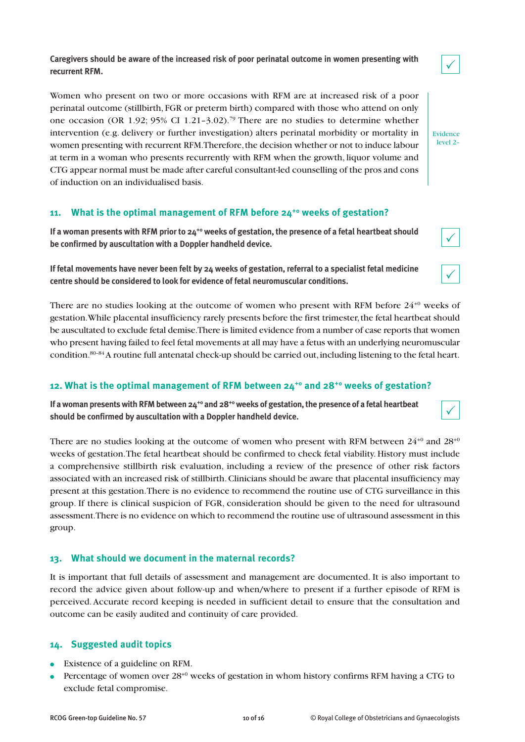**Caregivers should be aware of the increased risk of poor perinatal outcome in women presenting with recurrent RFM.** ✓

Women who present on two or more occasions with RFM are at increased risk of a poor perinatal outcome (stillbirth, FGR or preterm birth) compared with those who attend on only one occasion (OR 1.92; 95% CI 1.21–3.02).[79] There are no studies to determine whether intervention (e.g. delivery or further investigation) alters perinatal morbidity or mortality in women presenting with recurrent RFM. Therefore, the decision whether or not to induce labour at term in a woman who presents recurrently with RFM when the growth, liquor volume and CTG appear normal must be made after careful consultant-led counselling of the pros and cons of induction on an individualised basis.

Evidence level 2–

## 11. What is the optimal management of RFM before $24^{+0}$ weeks of gestation?

**If a woman presents with RFM prior to $24^{+0}$ weeks of gestation, the presence of a fetal heartbeat should be confirmed by auscultation with a Doppler handheld device.** ✓

**If fetal movements have never been felt by 24 weeks of gestation, referral to a specialist fetal medicine centre should be considered to look for evidence of fetal neuromuscular conditions.** ✓

There are no studies looking at the outcome of women who present with RFM before $24^{+0}$ weeks of gestation. While placental insufficiency rarely presents before the first trimester, the fetal heartbeat should be auscultated to exclude fetal demise. There is limited evidence from a number of case reports that women who present having failed to feel fetal movements at all may have a fetus with an underlying neuromuscular condition.[80–84] A routine full antenatal check-up should be carried out, including listening to the fetal heart.

## 12. What is the optimal management of RFM between $24^{+0}$ and $28^{+0}$ weeks of gestation?

**If a woman presents with RFM between $24^{+0}$ and $28^{+0}$ weeks of gestation, the presence of a fetal heartbeat should be confirmed by auscultation with a Doppler handheld device.** ✓

There are no studies looking at the outcome of women who present with RFM between $24^{+0}$ and $28^{+0}$ weeks of gestation. The fetal heartbeat should be confirmed to check fetal viability. History must include a comprehensive stillbirth risk evaluation, including a review of the presence of other risk factors associated with an increased risk of stillbirth. Clinicians should be aware that placental insufficiency may present at this gestation. There is no evidence to recommend the routine use of CTG surveillance in this group. If there is clinical suspicion of FGR, consideration should be given to the need for ultrasound assessment. There is no evidence on which to recommend the routine use of ultrasound assessment in this group.

## 13. What should we document in the maternal records?

It is important that full details of assessment and management are documented. It is also important to record the advice given about follow-up and when/where to present if a further episode of RFM is perceived. Accurate record keeping is needed in sufficient detail to ensure that the consultation and outcome can be easily audited and continuity of care provided.

## 14. Suggested audit topics

- Existence of a guideline on RFM.
- Percentage of women over $28^{+0}$ weeks of gestation in whom history confirms RFM having a CTG to exclude fetal compromise.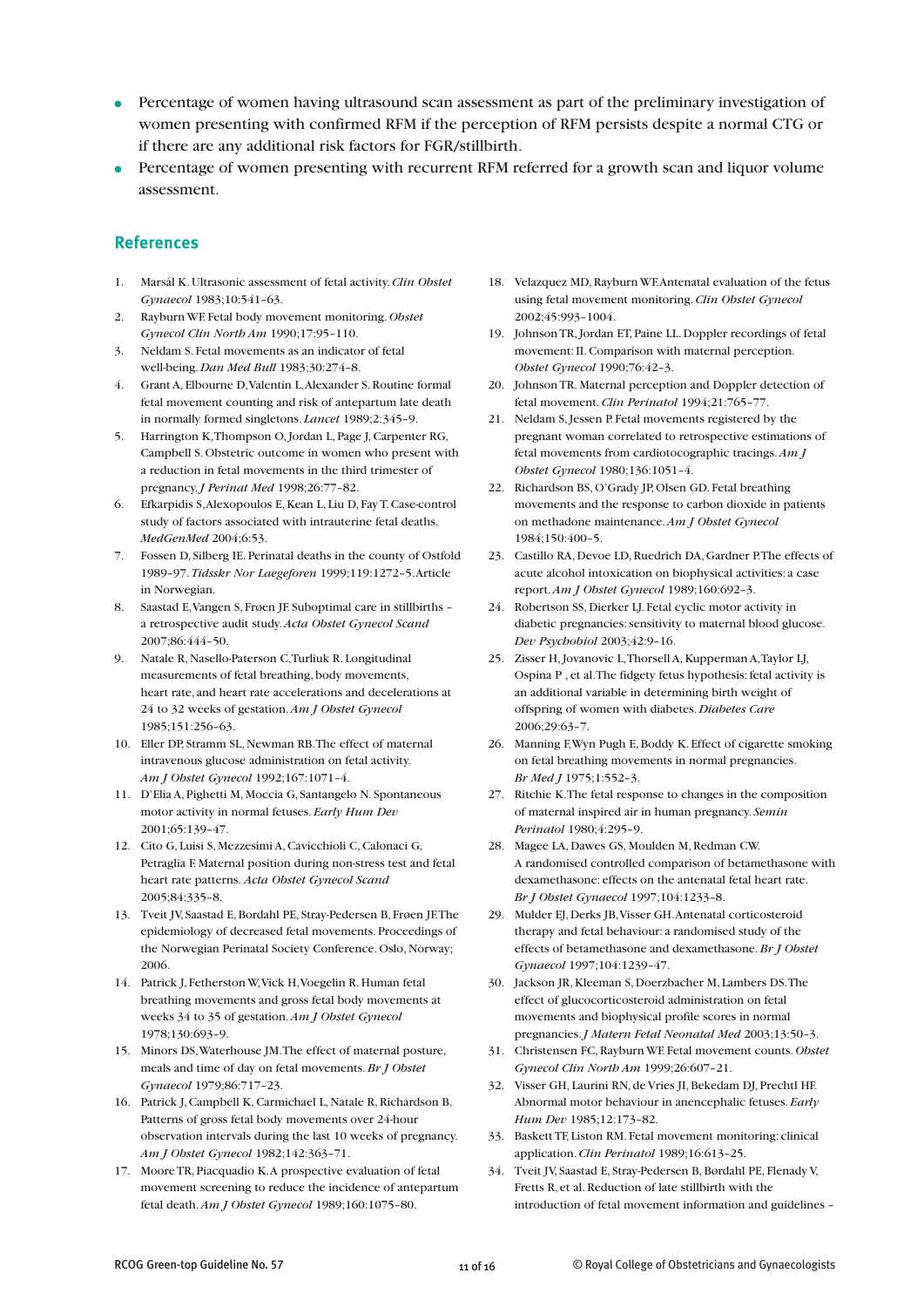- Percentage of women having ultrasound scan assessment as part of the preliminary investigation of women presenting with confirmed RFM if the perception of RFM persists despite a normal CTG or if there are any additional risk factors for FGR/stillbirth.
- Percentage of women presenting with recurrent RFM referred for a growth scan and liquor volume assessment.

## References

1. Maršál K. Ultrasonic assessment of fetal activity. *Clin Obstet Gynaecol* 1983;10:541–63.
2. Rayburn WF. Fetal body movement monitoring. *Obstet Gynecol Clin North Am* 1990;17:95–110.
3. Neldam S. Fetal movements as an indicator of fetal well-being. *Dan Med Bull* 1983;30:274–8.
4. Grant A, Elbourne D, Valentin L, Alexander S. Routine formal fetal movement counting and risk of antepartum late death in normally formed singletons. *Lancet* 1989;2:345–9.
5. Harrington K, Thompson O, Jordan L, Page J, Carpenter RG, Campbell S. Obstetric outcome in women who present with a reduction in fetal movements in the third trimester of pregnancy. *J Perinat Med* 1998;26:77–82.
6. Efkarpidis S, Alexopoulos E, Kean L, Liu D, Fay T. Case-control study of factors associated with intrauterine fetal deaths. *MedGenMed* 2004;6:53.
7. Fossen D, Silberg IE. Perinatal deaths in the county of Ostfold 1989–97. *Tidsskr Nor Laegeforen* 1999;119:1272–5. Article in Norwegian.
8. Saastad E, Vangen S, Frøen JF. Suboptimal care in stillbirths – a retrospective audit study. *Acta Obstet Gynecol Scand* 2007;86:444–50.
9. Natale R, Nasello-Paterson C, Turliuk R. Longitudinal measurements of fetal breathing, body movements, heart rate, and heart rate accelerations and decelerations at 24 to 32 weeks of gestation. *Am J Obstet Gynecol* 1985;151:256–63.
10. Eller DP, Stramm SL, Newman RB. The effect of maternal intravenous glucose administration on fetal activity. *Am J Obstet Gynecol* 1992;167:1071–4.
11. D'Elia A, Pighetti M, Moccia G, Santangelo N. Spontaneous motor activity in normal fetuses. *Early Hum Dev* 2001;65:139–47.
12. Cito G, Luisi S, Mezzesimi A, Cavicchioli C, Calonaci G, Petraglia F. Maternal position during non-stress test and fetal heart rate patterns. *Acta Obstet Gynecol Scand* 2005;84:335–8.
13. Tveit JV, Saastad E, Bordahl PE, Stray-Pedersen B, Frøen JF. The epidemiology of decreased fetal movements. Proceedings of the Norwegian Perinatal Society Conference. Oslo, Norway; 2006.
14. Patrick J, Fetherston W, Vick H, Voegelin R. Human fetal breathing movements and gross fetal body movements at weeks 34 to 35 of gestation. *Am J Obstet Gynecol* 1978;130:693–9.
15. Minors DS, Waterhouse JM. The effect of maternal posture, meals and time of day on fetal movements. *Br J Obstet Gynaecol* 1979;86:717–23.
16. Patrick J, Campbell K, Carmichael L, Natale R, Richardson B. Patterns of gross fetal body movements over 24-hour observation intervals during the last 10 weeks of pregnancy. *Am J Obstet Gynecol* 1982;142:363–71.
17. Moore TR, Piacquadio K. A prospective evaluation of fetal movement screening to reduce the incidence of antepartum fetal death. *Am J Obstet Gynecol* 1989;160:1075–80.
18. Velazquez MD, Rayburn WF. Antenatal evaluation of the fetus using fetal movement monitoring. *Clin Obstet Gynecol* 2002;45:993–1004.
19. Johnson TR, Jordan ET, Paine LL. Doppler recordings of fetal movement: II. Comparison with maternal perception. *Obstet Gynecol* 1990;76:42–3.
20. Johnson TR. Maternal perception and Doppler detection of fetal movement. *Clin Perinatol* 1994;21:765–77.
21. Neldam S, Jessen P. Fetal movements registered by the pregnant woman correlated to retrospective estimations of fetal movements from cardiotocographic tracings. *Am J Obstet Gynecol* 1980;136:1051–4.
22. Richardson BS, O'Grady JP, Olsen GD. Fetal breathing movements and the response to carbon dioxide in patients on methadone maintenance. *Am J Obstet Gynecol* 1984;150:400–5.
23. Castillo RA, Devoe LD, Ruedrich DA, Gardner P. The effects of acute alcohol intoxication on biophysical activities: a case report. *Am J Obstet Gynecol* 1989;160:692–3.
24. Robertson SS, Dierker LJ. Fetal cyclic motor activity in diabetic pregnancies: sensitivity to maternal blood glucose. *Dev Psychobiol* 2003;42:9–16.
25. Zisser H, Jovanovic L, Thorsell A, Kupperman A, Taylor LJ, Ospina P, et al. The fidgety fetus hypothesis: fetal activity is an additional variable in determining birth weight of offspring of women with diabetes. *Diabetes Care* 2006;29:63–7.
26. Manning F, Wyn Pugh E, Boddy K. Effect of cigarette smoking on fetal breathing movements in normal pregnancies. *Br Med J* 1975;1:552–3.
27. Ritchie K. The fetal response to changes in the composition of maternal inspired air in human pregnancy. *Semin Perinatol* 1980;4:295–9.
28. Magee LA, Dawes GS, Moulden M, Redman CW. A randomised controlled comparison of betamethasone with dexamethasone: effects on the antenatal fetal heart rate. *Br J Obstet Gynaecol* 1997;104:1233–8.
29. Mulder EJ, Derks JB, Visser GH. Antenatal corticosteroid therapy and fetal behaviour: a randomised study of the effects of betamethasone and dexamethasone. *Br J Obstet Gynaecol* 1997;104:1239–47.
30. Jackson JR, Kleeman S, Doerzbacher M, Lambers DS. The effect of glucocorticosteroid administration on fetal movements and biophysical profile scores in normal pregnancies. *J Matern Fetal Neonatal Med* 2003;13:50–3.
31. Christensen FC, Rayburn WF. Fetal movement counts. *Obstet Gynecol Clin North Am* 1999;26:607–21.
32. Visser GH, Laurini RN, de Vries JI, Bekedam DJ, Prechtl HF. Abnormal motor behaviour in anencephalic fetuses. *Early Hum Dev* 1985;12:173–82.
33. Baskett TF, Liston RM. Fetal movement monitoring: clinical application. *Clin Perinatol* 1989;16:613–25.
34. Tveit JV, Saastad E, Stray-Pedersen B, Børdahl PE, Flenady V, Fretts R, et al. Reduction of late stillbirth with the introduction of fetal movement information and guidelines –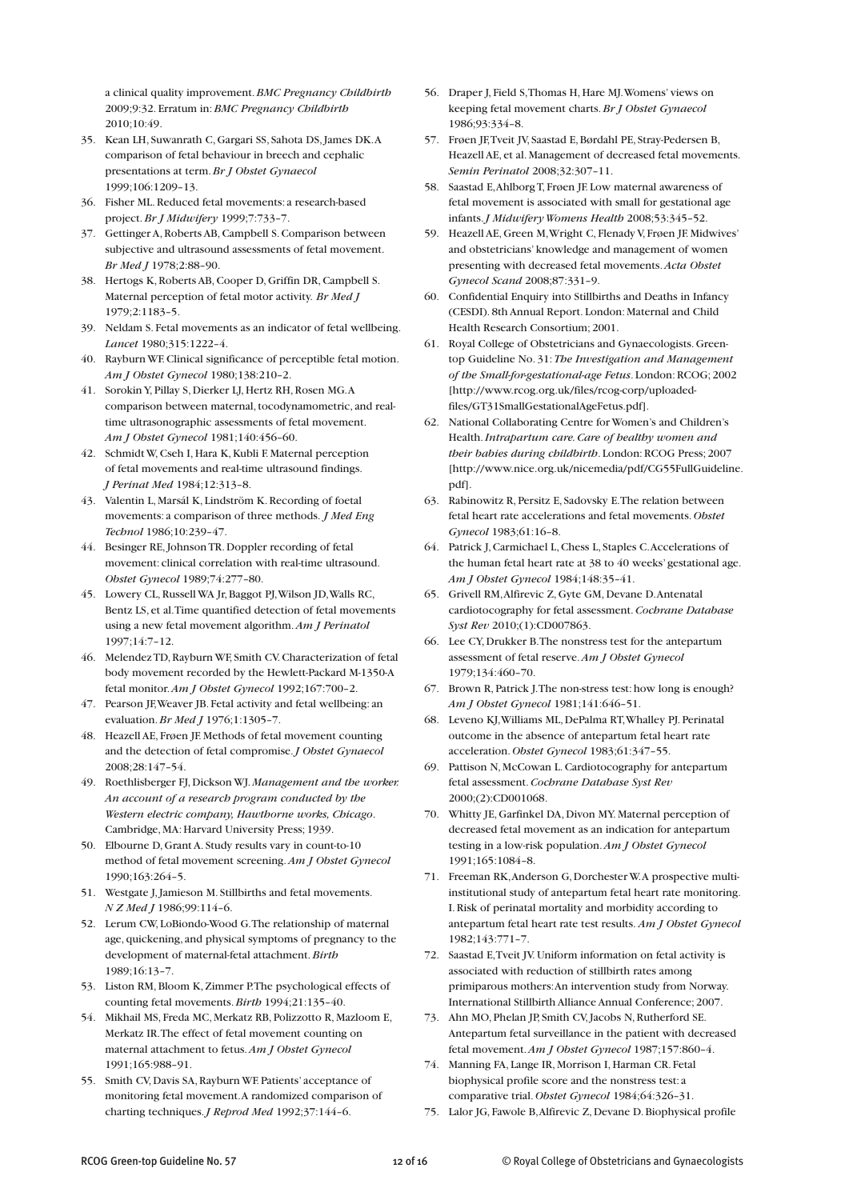a clinical quality improvement. *BMC Pregnancy Childbirth* 2009;9:32. Erratum in: *BMC Pregnancy Childbirth* 2010;10:49.

35. Kean LH, Suwanrath C, Gargari SS, Sahota DS, James DK. A comparison of fetal behaviour in breech and cephalic presentations at term. *Br J Obstet Gynaecol* 1999;106:1209–13.
36. Fisher ML. Reduced fetal movements: a research-based project. *Br J Midwifery* 1999;7:733–7.
37. Gettinger A, Roberts AB, Campbell S. Comparison between subjective and ultrasound assessments of fetal movement. *Br Med J* 1978;2:88–90.
38. Hertogs K, Roberts AB, Cooper D, Griffin DR, Campbell S. Maternal perception of fetal motor activity. *Br Med J* 1979;2:1183–5.
39. Neldam S. Fetal movements as an indicator of fetal wellbeing. *Lancet* 1980;315:1222–4.
40. Rayburn WF. Clinical significance of perceptible fetal motion. *Am J Obstet Gynecol* 1980;138:210–2.
41. Sorokin Y, Pillay S, Dierker LJ, Hertz RH, Rosen MG. A comparison between maternal, tocodynamometric, and real-time ultrasonographic assessments of fetal movement. *Am J Obstet Gynecol* 1981;140:456–60.
42. Schmidt W, Cseh I, Hara K, Kubli F. Maternal perception of fetal movements and real-time ultrasound findings. *J Perinat Med* 1984;12:313–8.
43. Valentin L, Marsál K, Lindström K. Recording of foetal movements: a comparison of three methods. *J Med Eng Technol* 1986;10:239–47.
44. Besinger RE, Johnson TR. Doppler recording of fetal movement: clinical correlation with real-time ultrasound. *Obstet Gynecol* 1989;74:277–80.
45. Lowery CL, Russell WA Jr, Baggot PJ, Wilson JD, Walls RC, Bentz LS, et al. Time quantified detection of fetal movements using a new fetal movement algorithm. *Am J Perinatol* 1997;14:7–12.
46. Melendez TD, Rayburn WF, Smith CV. Characterization of fetal body movement recorded by the Hewlett-Packard M-1350-A fetal monitor. *Am J Obstet Gynecol* 1992;167:700–2.
47. Pearson JF, Weaver JB. Fetal activity and fetal wellbeing: an evaluation. *Br Med J* 1976;1:1305–7.
48. Heazell AE, Frøen JF. Methods of fetal movement counting and the detection of fetal compromise. *J Obstet Gynaecol* 2008;28:147–54.
49. Roethlisberger FJ, Dickson WJ. *Management and the worker. An account of a research program conducted by the Western electric company, Hawthorne works, Chicago*. Cambridge, MA: Harvard University Press; 1939.
50. Elbourne D, Grant A. Study results vary in count-to-10 method of fetal movement screening. *Am J Obstet Gynecol* 1990;163:264–5.
51. Westgate J, Jamieson M. Stillbirths and fetal movements. *N Z Med J* 1986;99:114–6.
52. Lerum CW, LoBiondo-Wood G. The relationship of maternal age, quickening, and physical symptoms of pregnancy to the development of maternal-fetal attachment. *Birth* 1989;16:13–7.
53. Liston RM, Bloom K, Zimmer P. The psychological effects of counting fetal movements. *Birth* 1994;21:135–40.
54. Mikhail MS, Freda MC, Merkatz RB, Polizzotto R, Mazloom E, Merkatz IR. The effect of fetal movement counting on maternal attachment to fetus. *Am J Obstet Gynecol* 1991;165:988–91.
55. Smith CV, Davis SA, Rayburn WF. Patients' acceptance of monitoring fetal movement. A randomized comparison of charting techniques. *J Reprod Med* 1992;37:144–6.
56. Draper J, Field S, Thomas H, Hare MJ. Womens' views on keeping fetal movement charts. *Br J Obstet Gynaecol* 1986;93:334–8.
57. Frøen JF, Tveit JV, Saastad E, Børdahl PE, Stray-Pedersen B, Heazell AE, et al. Management of decreased fetal movements. *Semin Perinatol* 2008;32:307–11.
58. Saastad E, Ahlborg T, Frøen JF. Low maternal awareness of fetal movement is associated with small for gestational age infants. *J Midwifery Womens Health* 2008;53:345–52.
59. Heazell AE, Green M, Wright C, Flenady V, Frøen JF. Midwives' and obstetricians' knowledge and management of women presenting with decreased fetal movements. *Acta Obstet Gynecol Scand* 2008;87:331–9.
60. Confidential Enquiry into Stillbirths and Deaths in Infancy (CESDI). 8th Annual Report. London: Maternal and Child Health Research Consortium; 2001.
61. Royal College of Obstetricians and Gynaecologists. Green-top Guideline No. 31: *The Investigation and Management of the Small-for-gestational-age Fetus*. London: RCOG; 2002 [http://www.rcog.org.uk/files/rcog-corp/uploaded-files/GT31SmallGestationalAgeFetus.pdf].
62. National Collaborating Centre for Women's and Children's Health. *Intrapartum care. Care of healthy women and their babies during childbirth*. London: RCOG Press; 2007 [http://www.nice.org.uk/nicemedia/pdf/CG55FullGuideline.pdf].
63. Rabinowitz R, Persitz E, Sadovsky E. The relation between fetal heart rate accelerations and fetal movements. *Obstet Gynecol* 1983;61:16–8.
64. Patrick J, Carmichael L, Chess L, Staples C. Accelerations of the human fetal heart rate at 38 to 40 weeks' gestational age. *Am J Obstet Gynecol* 1984;148:35–41.
65. Grivell RM, Alfirevic Z, Gyte GM, Devane D. Antenatal cardiotocography for fetal assessment. *Cochrane Database Syst Rev* 2010;(1):CD007863.
66. Lee CY, Drukker B. The nonstress test for the antepartum assessment of fetal reserve. *Am J Obstet Gynecol* 1979;134:460–70.
67. Brown R, Patrick J. The non-stress test: how long is enough? *Am J Obstet Gynecol* 1981;141:646–51.
68. Leveno KJ, Williams ML, DePalma RT, Whalley PJ. Perinatal outcome in the absence of antepartum fetal heart rate acceleration. *Obstet Gynecol* 1983;61:347–55.
69. Pattison N, McCowan L. Cardiotocography for antepartum fetal assessment. *Cochrane Database Syst Rev* 2000;(2):CD001068.
70. Whitty JE, Garfinkel DA, Divon MY. Maternal perception of decreased fetal movement as an indication for antepartum testing in a low-risk population. *Am J Obstet Gynecol* 1991;165:1084–8.
71. Freeman RK, Anderson G, Dorchester W. A prospective multi-institutional study of antepartum fetal heart rate monitoring. I. Risk of perinatal mortality and morbidity according to antepartum fetal heart rate test results. *Am J Obstet Gynecol* 1982;143:771–7.
72. Saastad E, Tveit JV. Uniform information on fetal activity is associated with reduction of stillbirth rates among primiparous mothers: An intervention study from Norway. International Stillbirth Alliance Annual Conference; 2007.
73. Ahn MO, Phelan JP, Smith CV, Jacobs N, Rutherford SE. Antepartum fetal surveillance in the patient with decreased fetal movement. *Am J Obstet Gynecol* 1987;157:860–4.
74. Manning FA, Lange IR, Morrison I, Harman CR. Fetal biophysical profile score and the nonstress test: a comparative trial. *Obstet Gynecol* 1984;64:326–31.
75. Lalor JG, Fawole B, Alfirevic Z, Devane D. Biophysical profile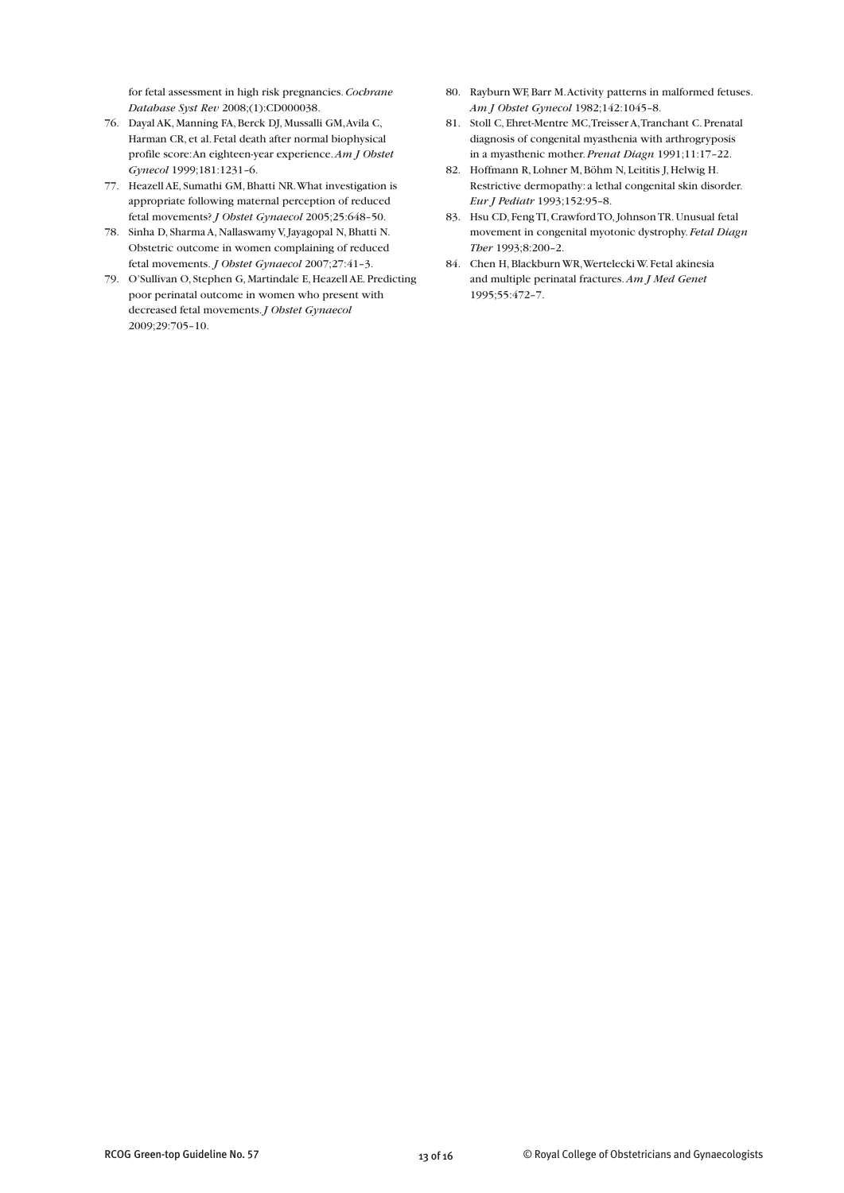for fetal assessment in high risk pregnancies. *Cochrane Database Syst Rev* 2008;(1):CD000038.

76. Dayal AK, Manning FA, Berck DJ, Mussalli GM, Avila C, Harman CR, et al. Fetal death after normal biophysical profile score: An eighteen-year experience. *Am J Obstet Gynecol* 1999;181:1231–6.
77. Heazell AE, Sumathi GM, Bhatti NR. What investigation is appropriate following maternal perception of reduced fetal movements? *J Obstet Gynaecol* 2005;25:648–50.
78. Sinha D, Sharma A, Nallaswamy V, Jayagopal N, Bhatti N. Obstetric outcome in women complaining of reduced fetal movements. *J Obstet Gynaecol* 2007;27:41–3.
79. O'Sullivan O, Stephen G, Martindale E, Heazell AE. Predicting poor perinatal outcome in women who present with decreased fetal movements. *J Obstet Gynaecol* 2009;29:705–10.
80. Rayburn WF, Barr M. Activity patterns in malformed fetuses. *Am J Obstet Gynecol* 1982;142:1045–8.
81. Stoll C, Ehret-Mentre MC, Treisser A, Tranchant C. Prenatal diagnosis of congenital myasthenia with arthrogryposis in a myasthenic mother. *Prenat Diagn* 1991;11:17–22.
82. Hoffmann R, Lohner M, Böhm N, Leititis J, Helwig H. Restrictive dermopathy: a lethal congenital skin disorder. *Eur J Pediatr* 1993;152:95–8.
83. Hsu CD, Feng TI, Crawford TO, Johnson TR. Unusual fetal movement in congenital myotonic dystrophy. *Fetal Diagn Ther* 1993;8:200–2.
84. Chen H, Blackburn WR, Wertelecki W. Fetal akinesia and multiple perinatal fractures. *Am J Med Genet* 1995;55:472–7.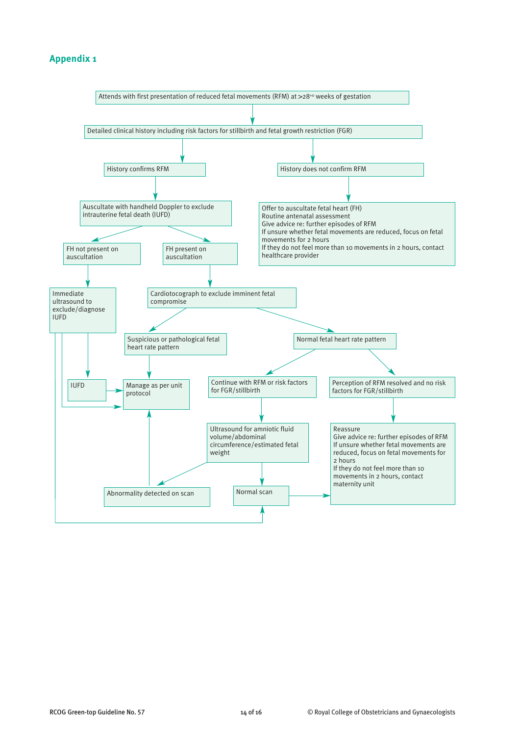## Appendix 1

Attends with first presentation of reduced fetal movements (RFM) at >28+0 weeks of gestation

Detailed clinical history including risk factors for stillbirth and fetal growth restriction (FGR)

History confirms RFM

History does not confirm RFM

Auscultate with handheld Doppler to exclude intrauterine fetal death (IUFD)

Offer to auscultate fetal heart (FH)
Routine antenatal assessment
Give advice re: further episodes of RFM
If unsure whether fetal movements are reduced, focus on fetal movements for 2 hours
If they do not feel more than 10 movements in 2 hours, contact healthcare provider

FH not present on auscultation

FH present on auscultation

Immediate ultrasound to exclude/diagnose IUFD

Cardiotocograph to exclude imminent fetal compromise

Suspicious or pathological fetal heart rate pattern

Normal fetal heart rate pattern

IUFD

Manage as per unit protocol

Continue with RFM or risk factors for FGR/stillbirth

Perception of RFM resolved and no risk factors for FGR/stillbirth

Ultrasound for amniotic fluid volume/abdominal circumference/estimated fetal weight

Reassure
Give advice re: further episodes of RFM
If unsure whether fetal movements are reduced, focus on fetal movements for 2 hours
If they do not feel more than 10 movements in 2 hours, contact maternity unit

Abnormality detected on scan

Normal scan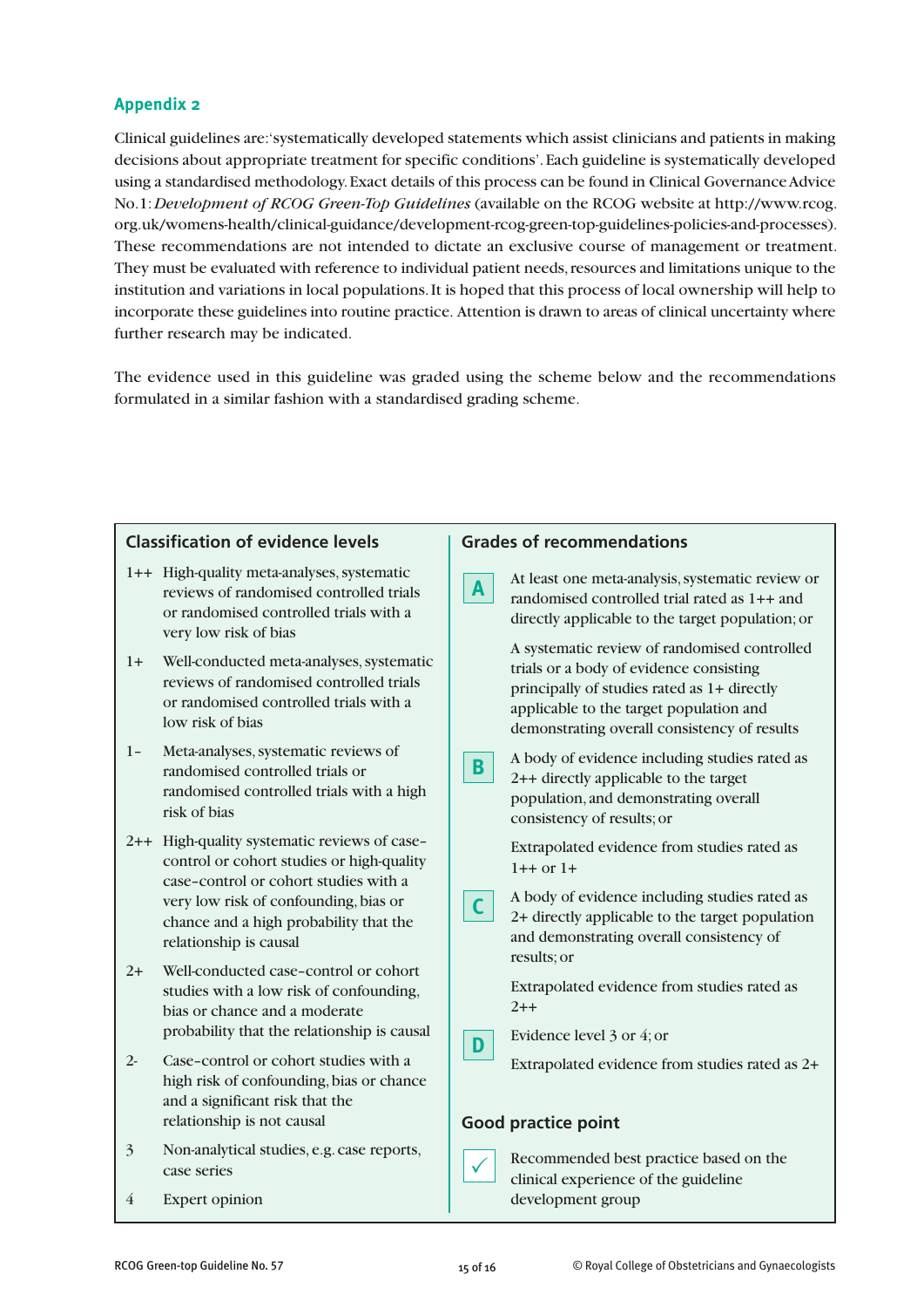## Appendix 2

Clinical guidelines are: 'systematically developed statements which assist clinicians and patients in making decisions about appropriate treatment for specific conditions'. Each guideline is systematically developed using a standardised methodology. Exact details of this process can be found in Clinical Governance Advice No. 1: *Development of RCOG Green-Top Guidelines* (available on the RCOG website at http://www.rcog.org.uk/womens-health/clinical-guidance/development-rcog-green-top-guidelines-policies-and-processes). These recommendations are not intended to dictate an exclusive course of management or treatment. They must be evaluated with reference to individual patient needs, resources and limitations unique to the institution and variations in local populations. It is hoped that this process of local ownership will help to incorporate these guidelines into routine practice. Attention is drawn to areas of clinical uncertainty where further research may be indicated.

The evidence used in this guideline was graded using the scheme below and the recommendations formulated in a similar fashion with a standardised grading scheme.

### Classification of evidence levels

| Level | Description |
|---|---|
| 1++ | High-quality meta-analyses, systematic reviews of randomised controlled trials or randomised controlled trials with a very low risk of bias |
| 1+ | Well-conducted meta-analyses, systematic reviews of randomised controlled trials or randomised controlled trials with a low risk of bias |
| 1– | Meta-analyses, systematic reviews of randomised controlled trials or randomised controlled trials with a high risk of bias |
| 2++ | High-quality systematic reviews of case–control or cohort studies or high-quality case–control or cohort studies with a very low risk of confounding, bias or chance and a high probability that the relationship is causal |
| 2+ | Well-conducted case–control or cohort studies with a low risk of confounding, bias or chance and a moderate probability that the relationship is causal |
| 2- | Case–control or cohort studies with a high risk of confounding, bias or chance and a significant risk that the relationship is not causal |
| 3 | Non-analytical studies, e.g. case reports, case series |
| 4 | Expert opinion |

### Grades of recommendations

| Grade | Description |
|---|---|
| A | At least one meta-analysis, systematic review or randomised controlled trial rated as 1++ and directly applicable to the target population; or<br><br>A systematic review of randomised controlled trials or a body of evidence consisting principally of studies rated as 1+ directly applicable to the target population and demonstrating overall consistency of results |
| B | A body of evidence including studies rated as 2++ directly applicable to the target population, and demonstrating overall consistency of results; or<br><br>Extrapolated evidence from studies rated as 1++ or 1+ |
| C | A body of evidence including studies rated as 2+ directly applicable to the target population and demonstrating overall consistency of results; or<br><br>Extrapolated evidence from studies rated as 2++ |
| D | Evidence level 3 or 4; or<br><br>Extrapolated evidence from studies rated as 2+ |

### Good practice point

| | |
|---|---|
| ✓ | Recommended best practice based on the clinical experience of the guideline development group |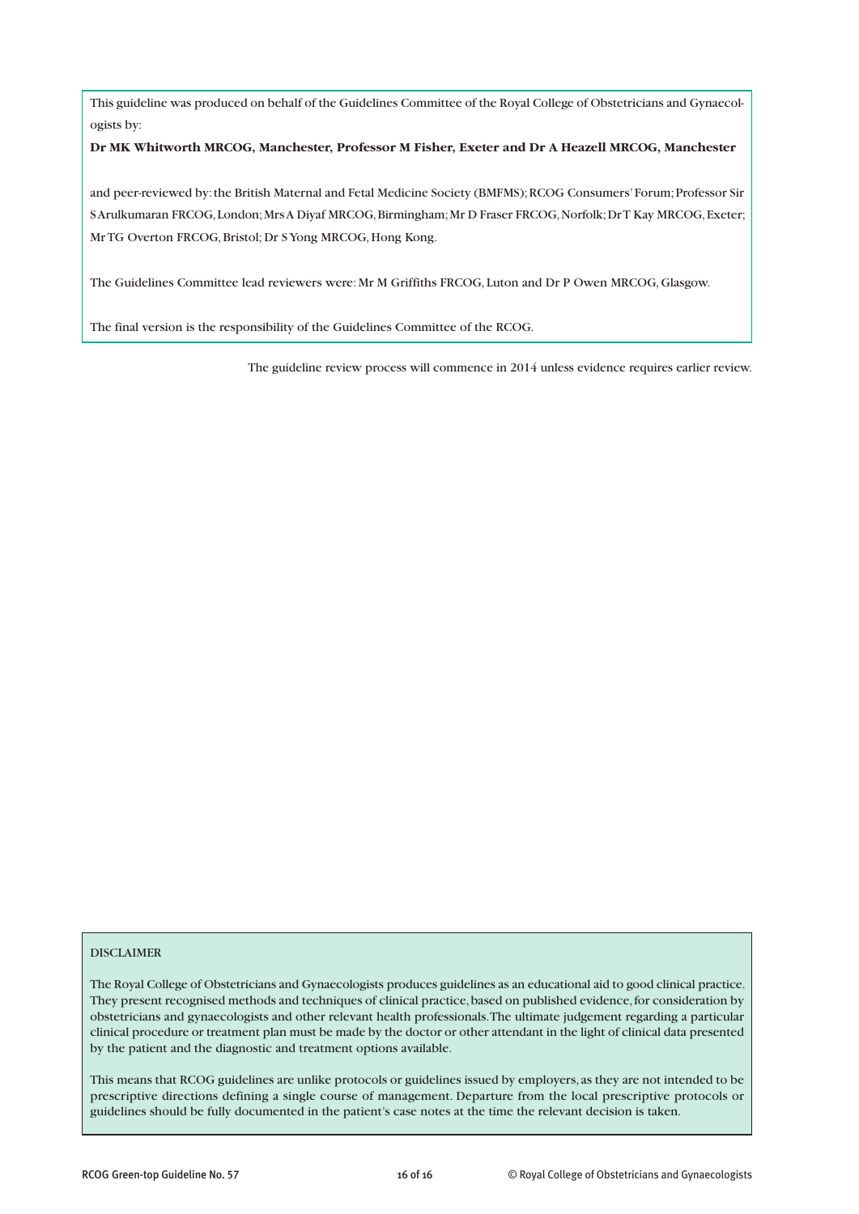This guideline was produced on behalf of the Guidelines Committee of the Royal College of Obstetricians and Gynaecologists by:

**Dr MK Whitworth MRCOG, Manchester, Professor M Fisher, Exeter and Dr A Heazell MRCOG, Manchester**

and peer-reviewed by: the British Maternal and Fetal Medicine Society (BMFMS); RCOG Consumers' Forum; Professor Sir S Arulkumaran FRCOG, London; Mrs A Diyaf MRCOG, Birmingham; Mr D Fraser FRCOG, Norfolk; Dr T Kay MRCOG, Exeter; Mr TG Overton FRCOG, Bristol; Dr S Yong MRCOG, Hong Kong.

The Guidelines Committee lead reviewers were: Mr M Griffiths FRCOG, Luton and Dr P Owen MRCOG, Glasgow.

The final version is the responsibility of the Guidelines Committee of the RCOG.

The guideline review process will commence in 2014 unless evidence requires earlier review.

DISCLAIMER

The Royal College of Obstetricians and Gynaecologists produces guidelines as an educational aid to good clinical practice. They present recognised methods and techniques of clinical practice, based on published evidence, for consideration by obstetricians and gynaecologists and other relevant health professionals. The ultimate judgement regarding a particular clinical procedure or treatment plan must be made by the doctor or other attendant in the light of clinical data presented by the patient and the diagnostic and treatment options available.

This means that RCOG guidelines are unlike protocols or guidelines issued by employers, as they are not intended to be prescriptive directions defining a single course of management. Departure from the local prescriptive protocols or guidelines should be fully documented in the patient's case notes at the time the relevant decision is taken.